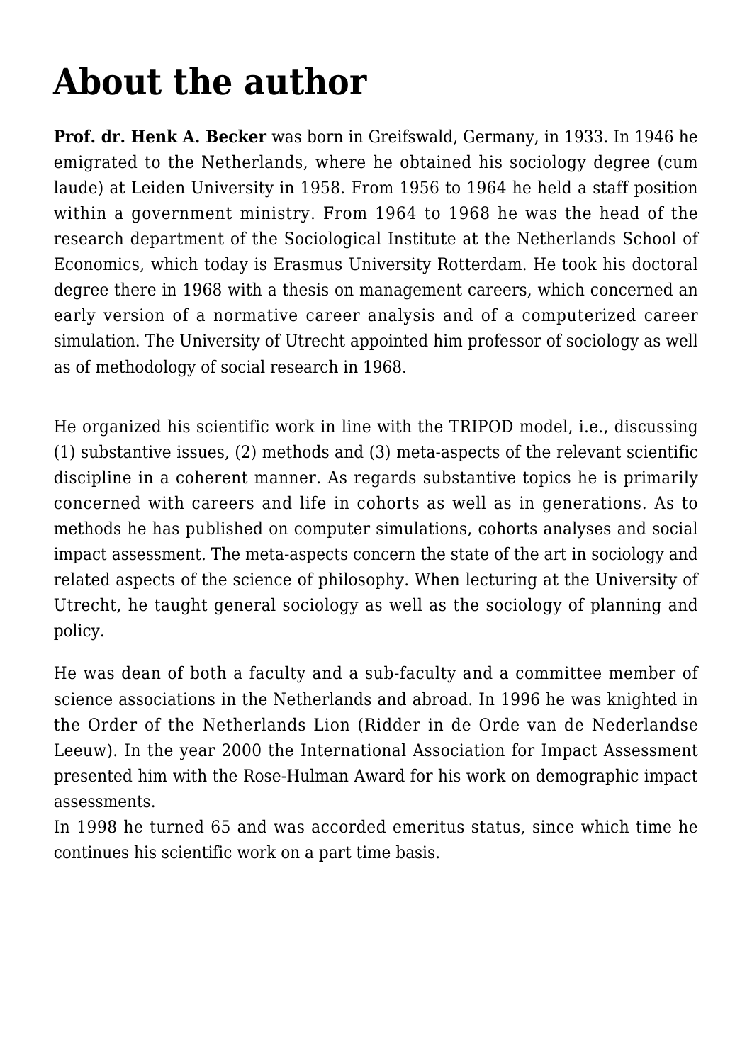# About the author

**Prof. dr. Henk A. Becker** was born in Greifswald, Germany, in 1933. In 1946 he emigrated to the Netherlands, where he obtained his sociology degree (cum laude) at Leiden University in 1958. From 1956 to 1964 he held a staff position within a government ministry. From 1964 to 1968 he was the head of the research department of the Sociological Institute at the Netherlands School of Economics, which today is Erasmus University Rotterdam. He took his doctoral degree there in 1968 with a thesis on management careers, which concerned an early version of a normative career analysis and of a computerized career simulation. The University of Utrecht appointed him professor of sociology as well as of methodology of social research in 1968.

He organized his scientific work in line with the TRIPOD model, i.e., discussing (1) substantive issues, (2) methods and (3) meta-aspects of the relevant scientific discipline in a coherent manner. As regards substantive topics he is primarily concerned with careers and life in cohorts as well as in generations. As to methods he has published on computer simulations, cohorts analyses and social impact assessment. The meta-aspects concern the state of the art in sociology and related aspects of the science of philosophy. When lecturing at the University of Utrecht, he taught general sociology as well as the sociology of planning and policy.

He was dean of both a faculty and a sub-faculty and a committee member of science associations in the Netherlands and abroad. In 1996 he was knighted in the Order of the Netherlands Lion (Ridder in de Orde van de Nederlandse Leeuw). In the year 2000 the International Association for Impact Assessment presented him with the Rose-Hulman Award for his work on demographic impact assessments.
In 1998 he turned 65 and was accorded emeritus status, since which time he continues his scientific work on a part time basis.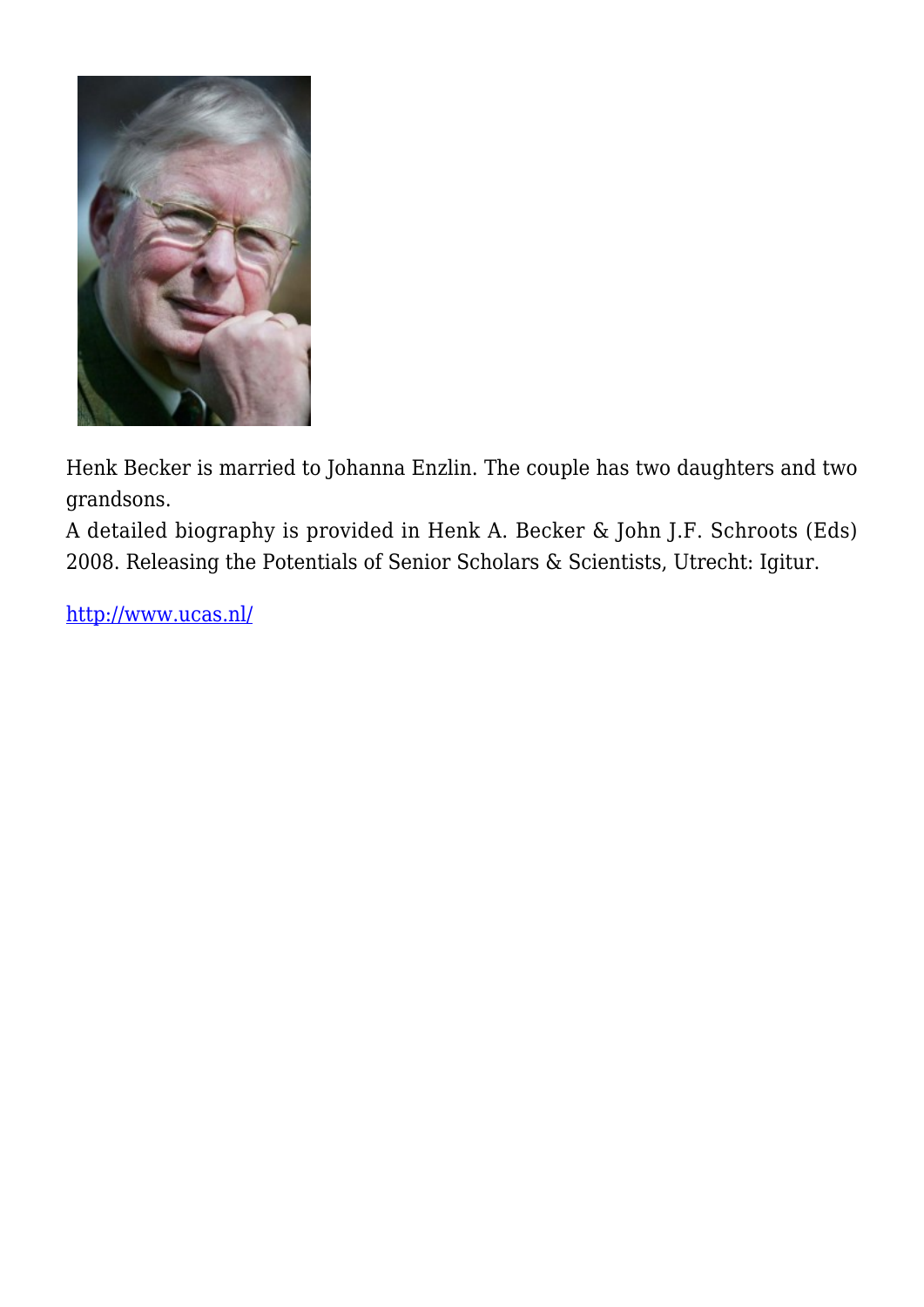Henk Becker is married to Johanna Enzlin. The couple has two daughters and two grandsons.
A detailed biography is provided in Henk A. Becker & John J.F. Schroots (Eds) 2008. Releasing the Potentials of Senior Scholars & Scientists, Utrecht: Igitur.

http://www.ucas.nl/